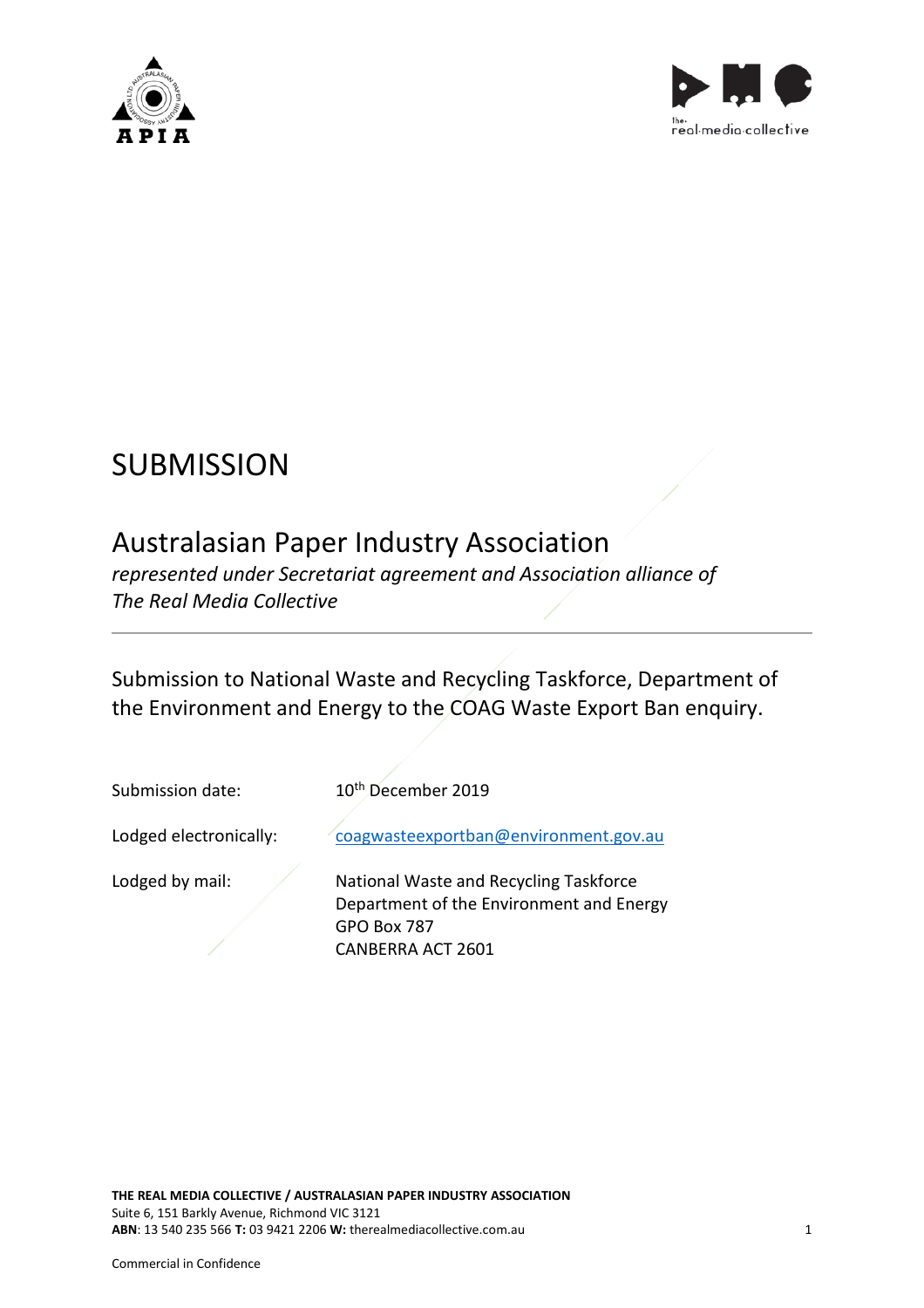# SUBMISSION

## Australasian Paper Industry Association

*represented under Secretariat agreement and Association alliance of The Real Media Collective*

---

Submission to National Waste and Recycling Taskforce, Department of the Environment and Energy to the COAG Waste Export Ban enquiry.

| | |
|---|---|
| Submission date: | 10th December 2019 |
| Lodged electronically: | coagwasteexportban@environment.gov.au |
| Lodged by mail: | National Waste and Recycling Taskforce<br>Department of the Environment and Energy<br>GPO Box 787<br>CANBERRA ACT 2601 |

**THE REAL MEDIA COLLECTIVE / AUSTRALASIAN PAPER INDUSTRY ASSOCIATION**
Suite 6, 151 Barkly Avenue, Richmond VIC 3121
**ABN**: 13 540 235 566 **T:** 03 9421 2206 **W:** therealmediacollective.com.au

Commercial in Confidence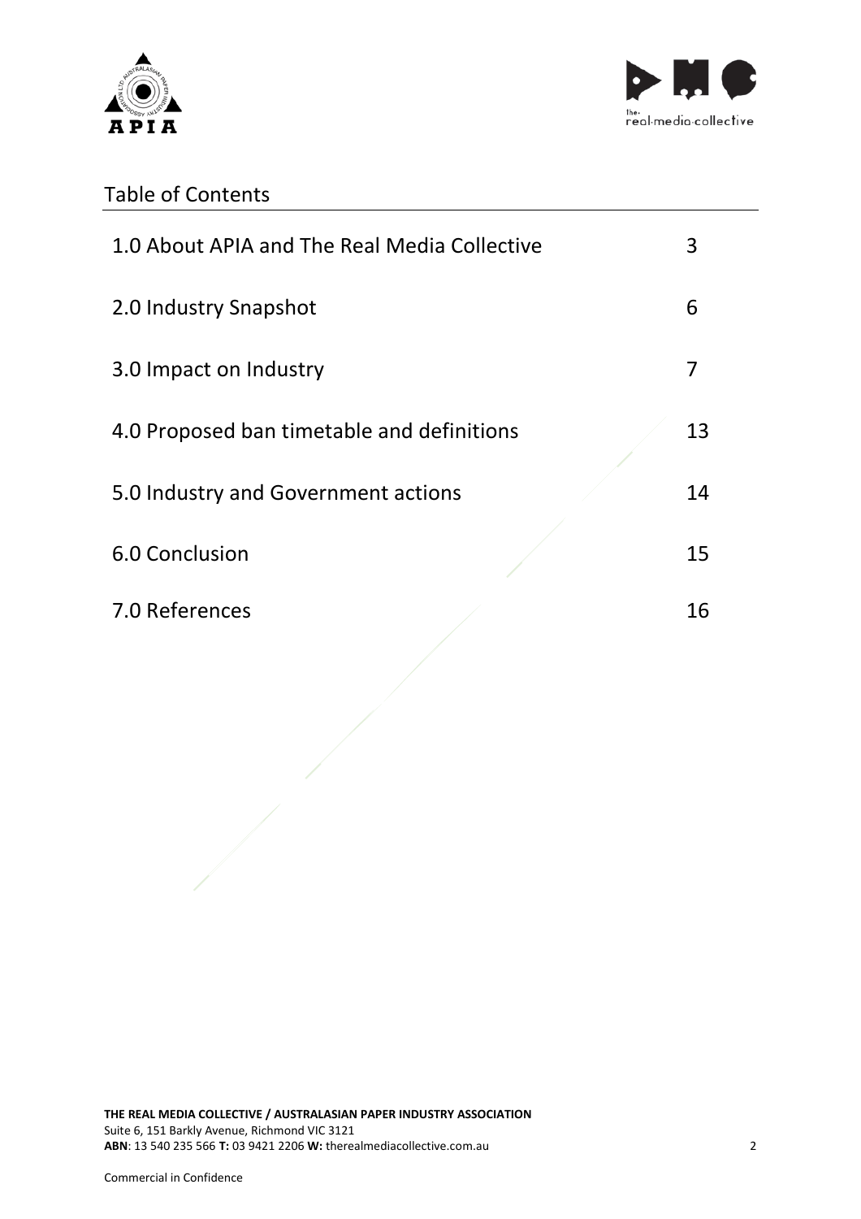## Table of Contents

| | |
|---|---|
| 1.0 About APIA and The Real Media Collective | 3 |
| 2.0 Industry Snapshot | 6 |
| 3.0 Impact on Industry | 7 |
| 4.0 Proposed ban timetable and definitions | 13 |
| 5.0 Industry and Government actions | 14 |
| 6.0 Conclusion | 15 |
| 7.0 References | 16 |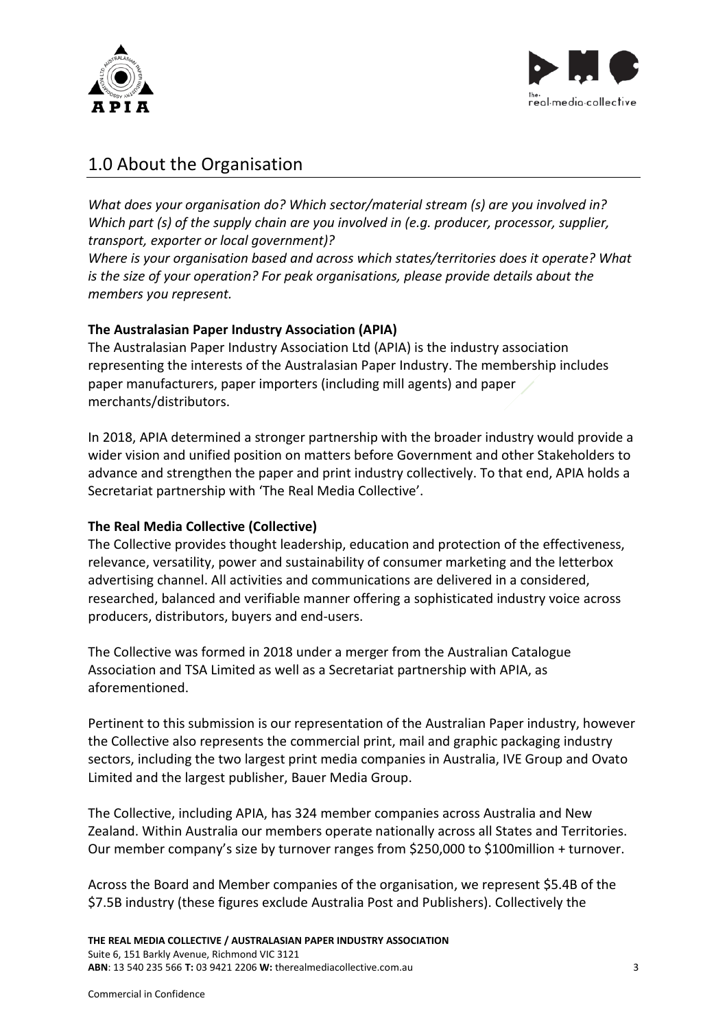## 1.0 About the Organisation

*What does your organisation do? Which sector/material stream (s) are you involved in? Which part (s) of the supply chain are you involved in (e.g. producer, processor, supplier, transport, exporter or local government)?*
*Where is your organisation based and across which states/territories does it operate? What is the size of your operation? For peak organisations, please provide details about the members you represent.*

**The Australasian Paper Industry Association (APIA)**
The Australasian Paper Industry Association Ltd (APIA) is the industry association representing the interests of the Australasian Paper Industry. The membership includes paper manufacturers, paper importers (including mill agents) and paper merchants/distributors.

In 2018, APIA determined a stronger partnership with the broader industry would provide a wider vision and unified position on matters before Government and other Stakeholders to advance and strengthen the paper and print industry collectively. To that end, APIA holds a Secretariat partnership with 'The Real Media Collective'.

**The Real Media Collective (Collective)**
The Collective provides thought leadership, education and protection of the effectiveness, relevance, versatility, power and sustainability of consumer marketing and the letterbox advertising channel. All activities and communications are delivered in a considered, researched, balanced and verifiable manner offering a sophisticated industry voice across producers, distributors, buyers and end-users.

The Collective was formed in 2018 under a merger from the Australian Catalogue Association and TSA Limited as well as a Secretariat partnership with APIA, as aforementioned.

Pertinent to this submission is our representation of the Australian Paper industry, however the Collective also represents the commercial print, mail and graphic packaging industry sectors, including the two largest print media companies in Australia, IVE Group and Ovato Limited and the largest publisher, Bauer Media Group.

The Collective, including APIA, has 324 member companies across Australia and New Zealand. Within Australia our members operate nationally across all States and Territories. Our member company's size by turnover ranges from $250,000 to $100million + turnover.

Across the Board and Member companies of the organisation, we represent $5.4B of the $7.5B industry (these figures exclude Australia Post and Publishers). Collectively the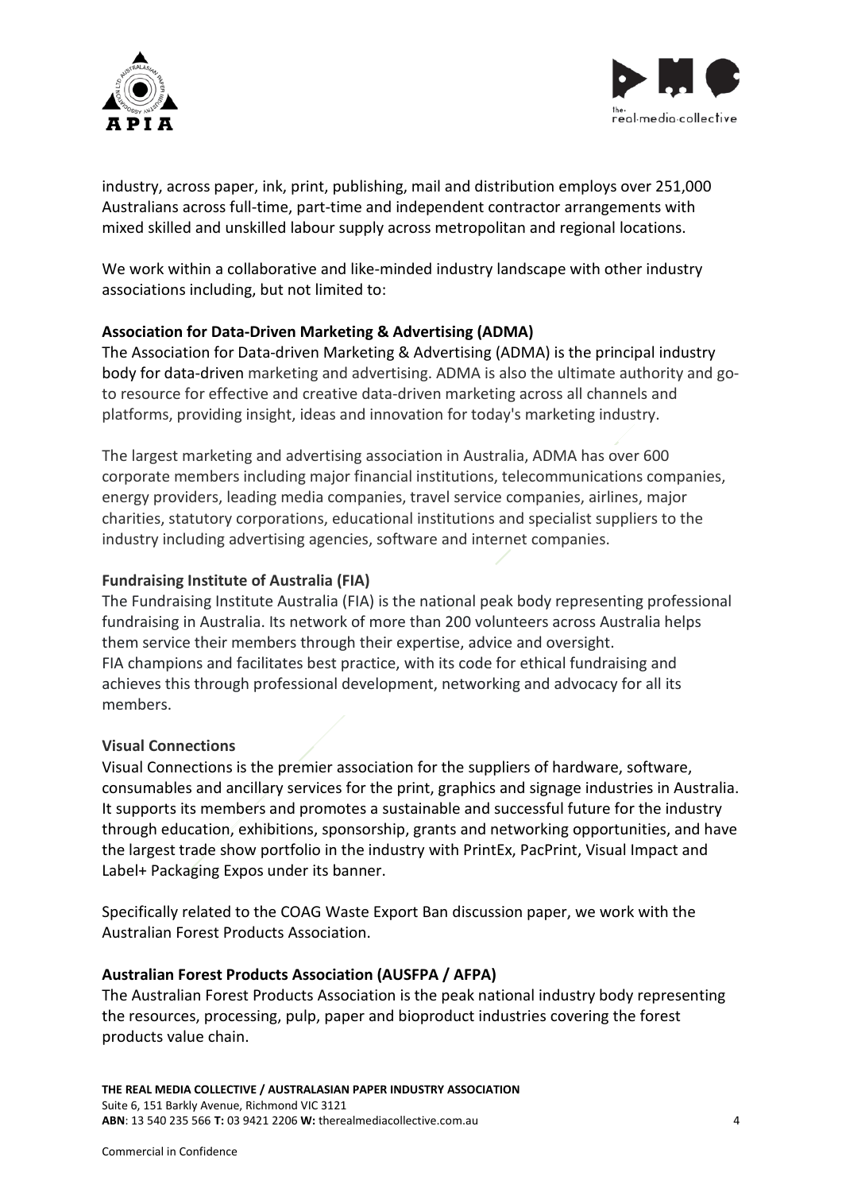industry, across paper, ink, print, publishing, mail and distribution employs over 251,000 Australians across full-time, part-time and independent contractor arrangements with mixed skilled and unskilled labour supply across metropolitan and regional locations.

We work within a collaborative and like-minded industry landscape with other industry associations including, but not limited to:

**Association for Data-Driven Marketing & Advertising (ADMA)**

The Association for Data-driven Marketing & Advertising (ADMA) is the principal industry body for data-driven marketing and advertising. ADMA is also the ultimate authority and go-to resource for effective and creative data-driven marketing across all channels and platforms, providing insight, ideas and innovation for today's marketing industry.

The largest marketing and advertising association in Australia, ADMA has over 600 corporate members including major financial institutions, telecommunications companies, energy providers, leading media companies, travel service companies, airlines, major charities, statutory corporations, educational institutions and specialist suppliers to the industry including advertising agencies, software and internet companies.

**Fundraising Institute of Australia (FIA)**

The Fundraising Institute Australia (FIA) is the national peak body representing professional fundraising in Australia. Its network of more than 200 volunteers across Australia helps them service their members through their expertise, advice and oversight.
FIA champions and facilitates best practice, with its code for ethical fundraising and achieves this through professional development, networking and advocacy for all its members.

**Visual Connections**

Visual Connections is the premier association for the suppliers of hardware, software, consumables and ancillary services for the print, graphics and signage industries in Australia. It supports its members and promotes a sustainable and successful future for the industry through education, exhibitions, sponsorship, grants and networking opportunities, and have the largest trade show portfolio in the industry with PrintEx, PacPrint, Visual Impact and Label+ Packaging Expos under its banner.

Specifically related to the COAG Waste Export Ban discussion paper, we work with the Australian Forest Products Association.

**Australian Forest Products Association (AUSFPA / AFPA)**

The Australian Forest Products Association is the peak national industry body representing the resources, processing, pulp, paper and bioproduct industries covering the forest products value chain.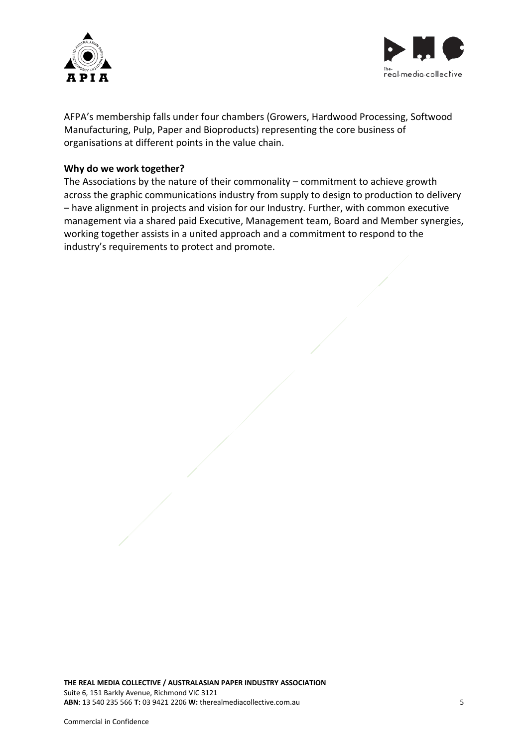AFPA's membership falls under four chambers (Growers, Hardwood Processing, Softwood Manufacturing, Pulp, Paper and Bioproducts) representing the core business of organisations at different points in the value chain.

**Why do we work together?**

The Associations by the nature of their commonality – commitment to achieve growth across the graphic communications industry from supply to design to production to delivery – have alignment in projects and vision for our Industry. Further, with common executive management via a shared paid Executive, Management team, Board and Member synergies, working together assists in a united approach and a commitment to respond to the industry's requirements to protect and promote.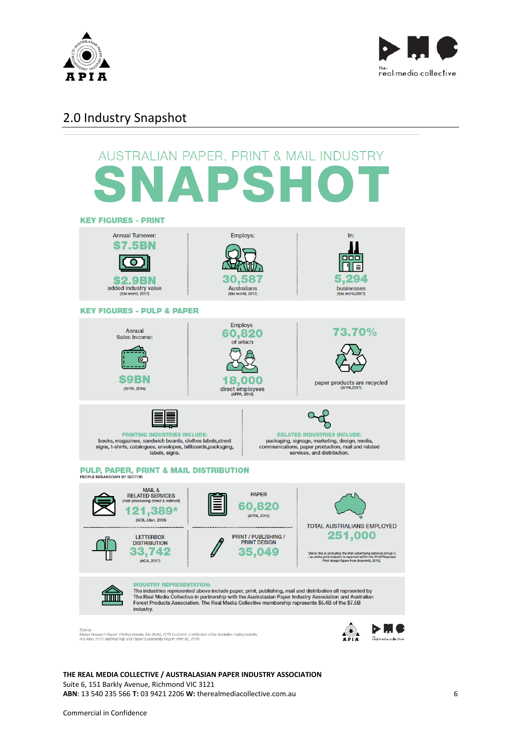## 2.0 Industry Snapshot

AUSTRALIAN PAPER, PRINT & MAIL INDUSTRY

# SNAPSHOT

### KEY FIGURES - PRINT

Annual Turnover:
**$7.5BN**
**$2.9BN**
added industry value
(Ibis world, 2017)

Employs:
**30,587**
Australians
(Ibis world, 2017)

In:
**5,294**
businesses
(Ibis world,2017)

### KEY FIGURES - PULP & PAPER

Annual
Sales Income:
**$9BN**
(AFPA, 2016)

Employs
**60,820**
of which
**18,000**
direct employees
(AFPA, 2016)

**73.70%**
paper products are recycled
(AFPA,2017)

**PRINTING INDUSTRIES INCLUDE:**
books, magazines, sandwich boards, clothes labels,street signs, t-shirts, catalogues, envelopes, billboards,packaging, labels, signs.

**RELATED INDUSTRIES INCLUDE:**
packaging, signage, marketing, design, media, communications, paper production, mail and related services, and distribution.

### PULP, PAPER, PRINT & MAIL DISTRIBUTION

PEOPLE BREAKDOWN BY SECTOR

MAIL & RELATED SERVICES
(mail processing direct & indirect)
**121,389***
(ACIL Allen, 2015)

PAPER
**60,820**
(AFPA, 2016)

LETTERBOX DISTRIBUTION
**33,742**
(ACA, 2017)

PRINT / PUBLISHING / PRINT DESIGN
**35,049**

TOTAL AUSTRALIANS EMPLOYED
**251,000**

*[Note: this is excluding the Mail advertising services Group C – as entire print industry is reported within the Print/Prepress/ Print design figure from ibisworld, 2016]

**INDUSTRY REPRESENTATION:**
The industries represented above include paper, print, publishing, mail and distribution all reprsented by The Real Media Collective in partnership with the Australasian Paper Industry Association and Australian Forest Products Association. The Real Media Collective membership represents $5.4B of the $7.5B industry.

Source:
Market Research Report: Printing Industry, Ibis World, 2016 Economic contribution of the Australian mailing industry.
Acil Allen, 2015 National Pulp and Paper Sustainability Report, Print NZ, 2016

**THE REAL MEDIA COLLECTIVE / AUSTRALASIAN PAPER INDUSTRY ASSOCIATION**
Suite 6, 151 Barkly Avenue, Richmond VIC 3121
**ABN**: 13 540 235 566 **T:** 03 9421 2206 **W:** therealmediacollective.com.au

Commercial in Confidence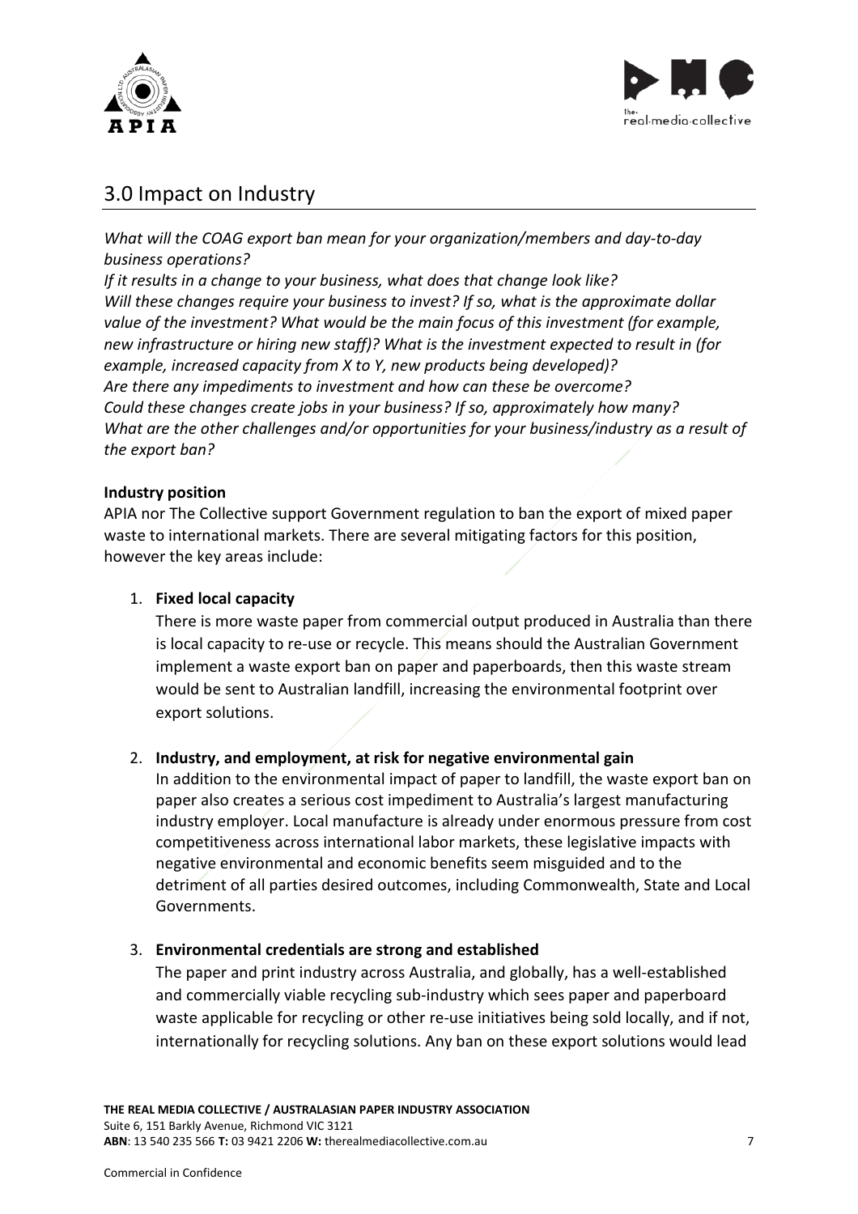## 3.0 Impact on Industry

*What will the COAG export ban mean for your organization/members and day-to-day business operations?*
*If it results in a change to your business, what does that change look like?*
*Will these changes require your business to invest? If so, what is the approximate dollar value of the investment? What would be the main focus of this investment (for example, new infrastructure or hiring new staff)? What is the investment expected to result in (for example, increased capacity from X to Y, new products being developed)?*
*Are there any impediments to investment and how can these be overcome?*
*Could these changes create jobs in your business? If so, approximately how many?*
*What are the other challenges and/or opportunities for your business/industry as a result of the export ban?*

**Industry position**

APIA nor The Collective support Government regulation to ban the export of mixed paper waste to international markets. There are several mitigating factors for this position, however the key areas include:

1. **Fixed local capacity**
   There is more waste paper from commercial output produced in Australia than there is local capacity to re-use or recycle. This means should the Australian Government implement a waste export ban on paper and paperboards, then this waste stream would be sent to Australian landfill, increasing the environmental footprint over export solutions.

2. **Industry, and employment, at risk for negative environmental gain**
   In addition to the environmental impact of paper to landfill, the waste export ban on paper also creates a serious cost impediment to Australia's largest manufacturing industry employer. Local manufacture is already under enormous pressure from cost competitiveness across international labor markets, these legislative impacts with negative environmental and economic benefits seem misguided and to the detriment of all parties desired outcomes, including Commonwealth, State and Local Governments.

3. **Environmental credentials are strong and established**
   The paper and print industry across Australia, and globally, has a well-established and commercially viable recycling sub-industry which sees paper and paperboard waste applicable for recycling or other re-use initiatives being sold locally, and if not, internationally for recycling solutions. Any ban on these export solutions would lead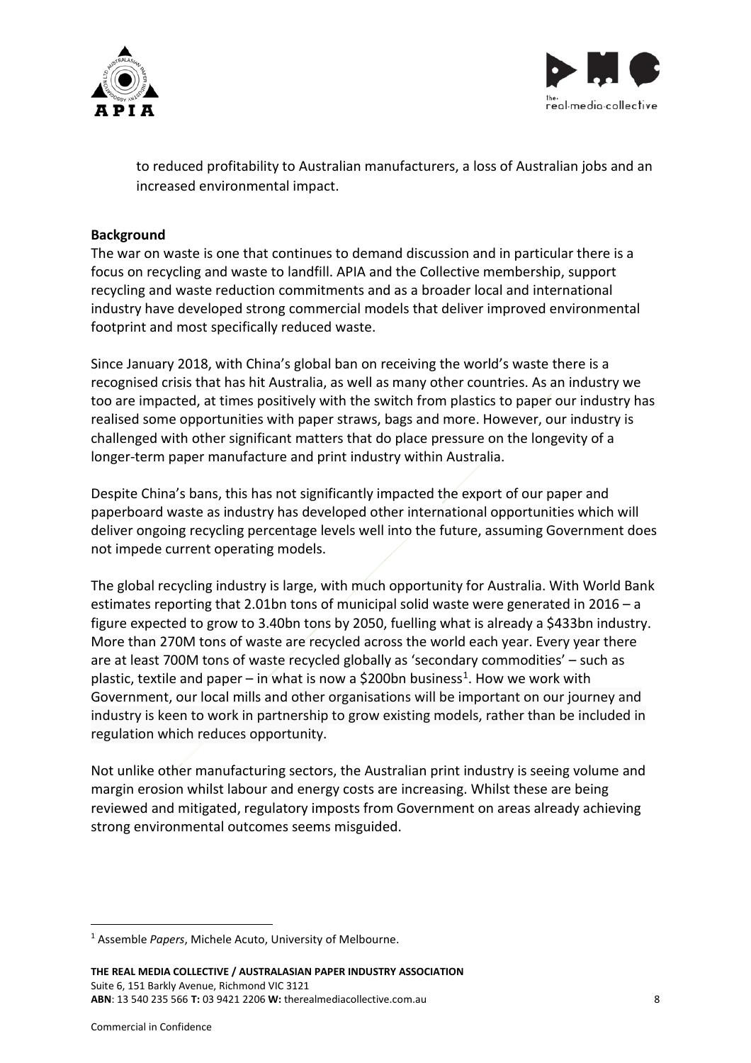to reduced profitability to Australian manufacturers, a loss of Australian jobs and an increased environmental impact.

**Background**

The war on waste is one that continues to demand discussion and in particular there is a focus on recycling and waste to landfill. APIA and the Collective membership, support recycling and waste reduction commitments and as a broader local and international industry have developed strong commercial models that deliver improved environmental footprint and most specifically reduced waste.

Since January 2018, with China's global ban on receiving the world's waste there is a recognised crisis that has hit Australia, as well as many other countries. As an industry we too are impacted, at times positively with the switch from plastics to paper our industry has realised some opportunities with paper straws, bags and more. However, our industry is challenged with other significant matters that do place pressure on the longevity of a longer-term paper manufacture and print industry within Australia.

Despite China's bans, this has not significantly impacted the export of our paper and paperboard waste as industry has developed other international opportunities which will deliver ongoing recycling percentage levels well into the future, assuming Government does not impede current operating models.

The global recycling industry is large, with much opportunity for Australia. With World Bank estimates reporting that 2.01bn tons of municipal solid waste were generated in 2016 – a figure expected to grow to 3.40bn tons by 2050, fuelling what is already a $433bn industry. More than 270M tons of waste are recycled across the world each year. Every year there are at least 700M tons of waste recycled globally as 'secondary commodities' – such as plastic, textile and paper – in what is now a $200bn business[1]. How we work with Government, our local mills and other organisations will be important on our journey and industry is keen to work in partnership to grow existing models, rather than be included in regulation which reduces opportunity.

Not unlike other manufacturing sectors, the Australian print industry is seeing volume and margin erosion whilst labour and energy costs are increasing. Whilst these are being reviewed and mitigated, regulatory imposts from Government on areas already achieving strong environmental outcomes seems misguided.

---

[1] Assemble *Papers*, Michele Acuto, University of Melbourne.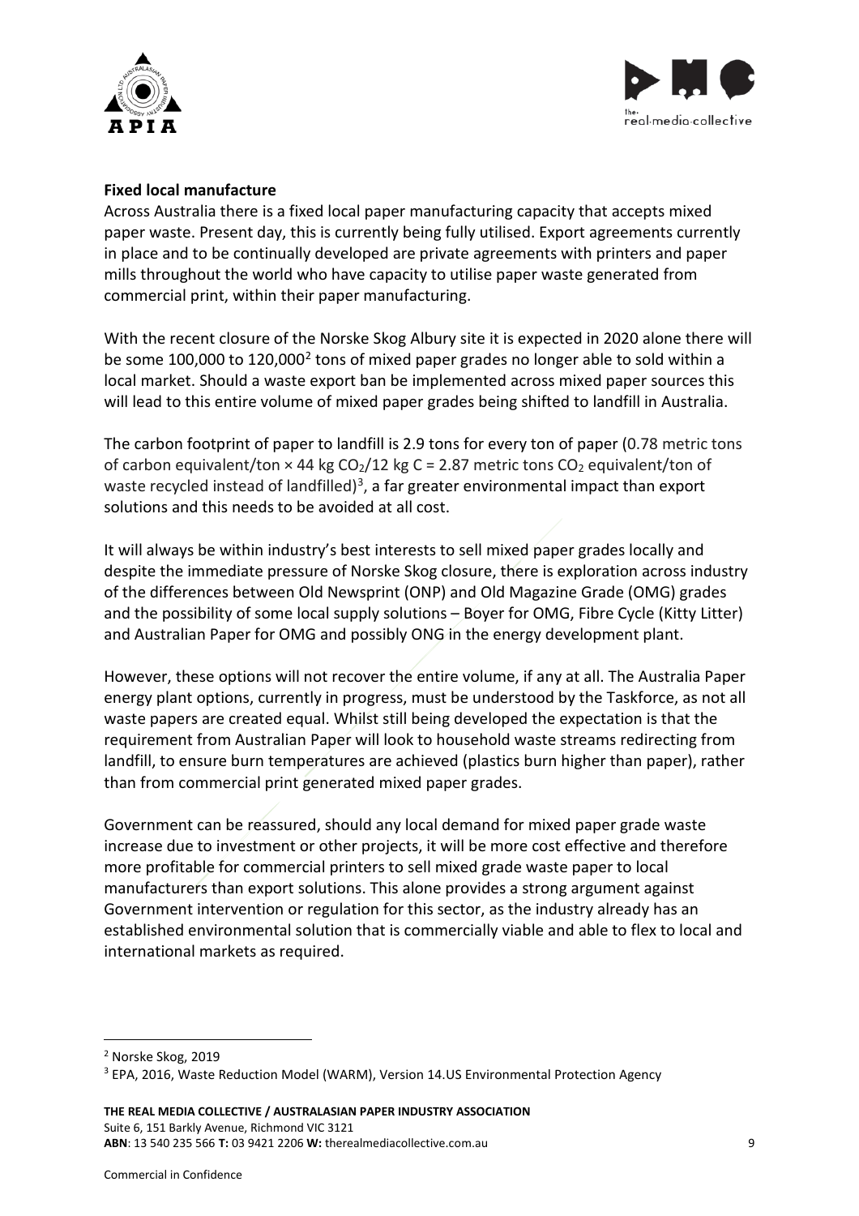**Fixed local manufacture**

Across Australia there is a fixed local paper manufacturing capacity that accepts mixed paper waste. Present day, this is currently being fully utilised. Export agreements currently in place and to be continually developed are private agreements with printers and paper mills throughout the world who have capacity to utilise paper waste generated from commercial print, within their paper manufacturing.

With the recent closure of the Norske Skog Albury site it is expected in 2020 alone there will be some 100,000 to 120,000[2] tons of mixed paper grades no longer able to sold within a local market. Should a waste export ban be implemented across mixed paper sources this will lead to this entire volume of mixed paper grades being shifted to landfill in Australia.

The carbon footprint of paper to landfill is 2.9 tons for every ton of paper (0.78 metric tons of carbon equivalent/ton × 44 kg $CO_2$/12 kg C = 2.87 metric tons $CO_2$ equivalent/ton of waste recycled instead of landfilled)[3], a far greater environmental impact than export solutions and this needs to be avoided at all cost.

It will always be within industry's best interests to sell mixed paper grades locally and despite the immediate pressure of Norske Skog closure, there is exploration across industry of the differences between Old Newsprint (ONP) and Old Magazine Grade (OMG) grades and the possibility of some local supply solutions – Boyer for OMG, Fibre Cycle (Kitty Litter) and Australian Paper for OMG and possibly ONG in the energy development plant.

However, these options will not recover the entire volume, if any at all. The Australia Paper energy plant options, currently in progress, must be understood by the Taskforce, as not all waste papers are created equal. Whilst still being developed the expectation is that the requirement from Australian Paper will look to household waste streams redirecting from landfill, to ensure burn temperatures are achieved (plastics burn higher than paper), rather than from commercial print generated mixed paper grades.

Government can be reassured, should any local demand for mixed paper grade waste increase due to investment or other projects, it will be more cost effective and therefore more profitable for commercial printers to sell mixed grade waste paper to local manufacturers than export solutions. This alone provides a strong argument against Government intervention or regulation for this sector, as the industry already has an established environmental solution that is commercially viable and able to flex to local and international markets as required.

---

[2] Norske Skog, 2019

[3] EPA, 2016, Waste Reduction Model (WARM), Version 14.US Environmental Protection Agency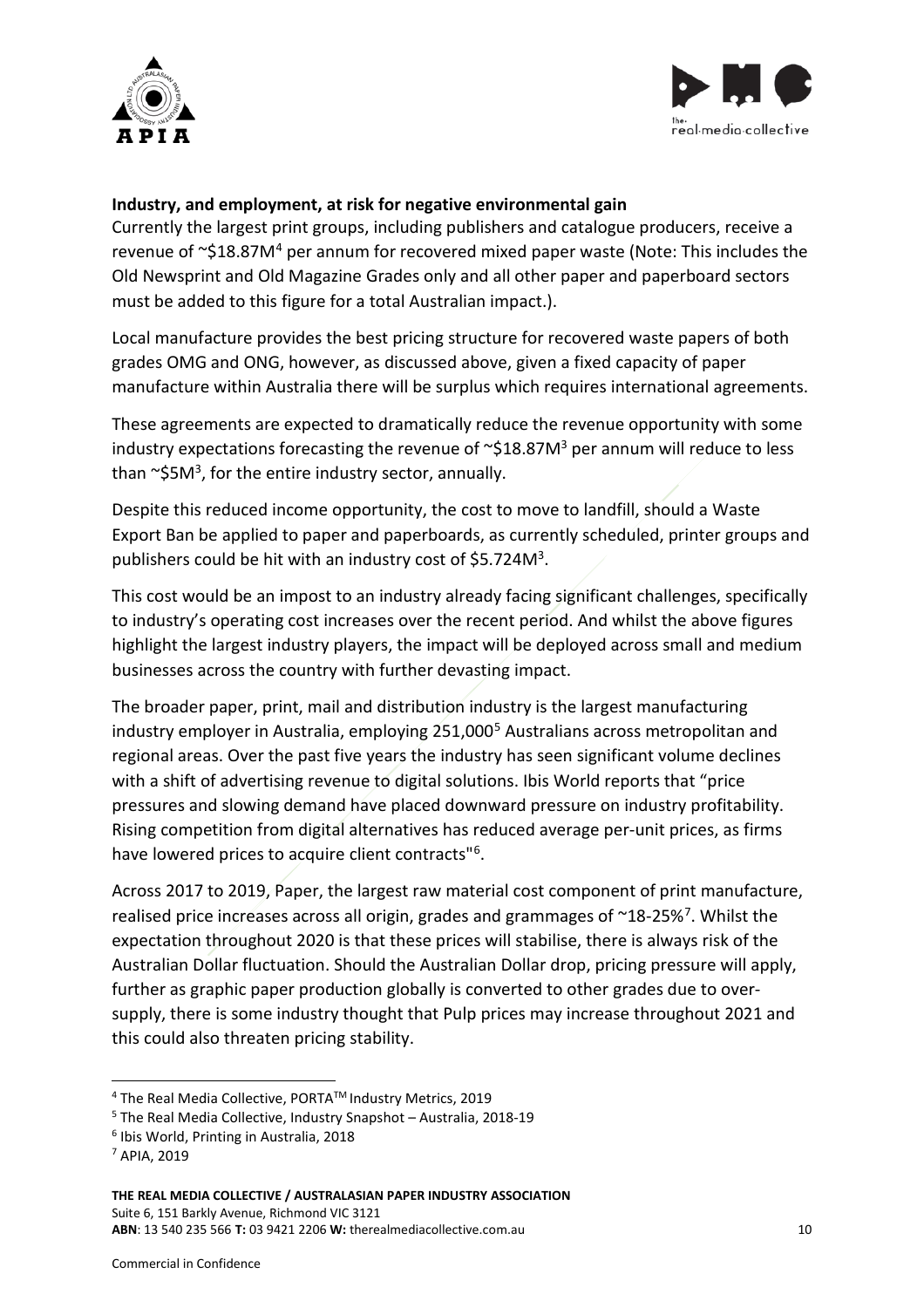**Industry, and employment, at risk for negative environmental gain**

Currently the largest print groups, including publishers and catalogue producers, receive a revenue of ~$18.87M[4] per annum for recovered mixed paper waste (Note: This includes the Old Newsprint and Old Magazine Grades only and all other paper and paperboard sectors must be added to this figure for a total Australian impact.).

Local manufacture provides the best pricing structure for recovered waste papers of both grades OMG and ONG, however, as discussed above, given a fixed capacity of paper manufacture within Australia there will be surplus which requires international agreements.

These agreements are expected to dramatically reduce the revenue opportunity with some industry expectations forecasting the revenue of ~$18.87M[3] per annum will reduce to less than ~$5M[3], for the entire industry sector, annually.

Despite this reduced income opportunity, the cost to move to landfill, should a Waste Export Ban be applied to paper and paperboards, as currently scheduled, printer groups and publishers could be hit with an industry cost of $5.724M[3].

This cost would be an impost to an industry already facing significant challenges, specifically to industry's operating cost increases over the recent period. And whilst the above figures highlight the largest industry players, the impact will be deployed across small and medium businesses across the country with further devasting impact.

The broader paper, print, mail and distribution industry is the largest manufacturing industry employer in Australia, employing 251,000[5] Australians across metropolitan and regional areas. Over the past five years the industry has seen significant volume declines with a shift of advertising revenue to digital solutions. Ibis World reports that "price pressures and slowing demand have placed downward pressure on industry profitability. Rising competition from digital alternatives has reduced average per-unit prices, as firms have lowered prices to acquire client contracts"[6].

Across 2017 to 2019, Paper, the largest raw material cost component of print manufacture, realised price increases across all origin, grades and grammages of ~18-25%[7]. Whilst the expectation throughout 2020 is that these prices will stabilise, there is always risk of the Australian Dollar fluctuation. Should the Australian Dollar drop, pricing pressure will apply, further as graphic paper production globally is converted to other grades due to over-supply, there is some industry thought that Pulp prices may increase throughout 2021 and this could also threaten pricing stability.

---

[4] The Real Media Collective, PORTA™ Industry Metrics, 2019

[5] The Real Media Collective, Industry Snapshot – Australia, 2018-19

[6] Ibis World, Printing in Australia, 2018

[7] APIA, 2019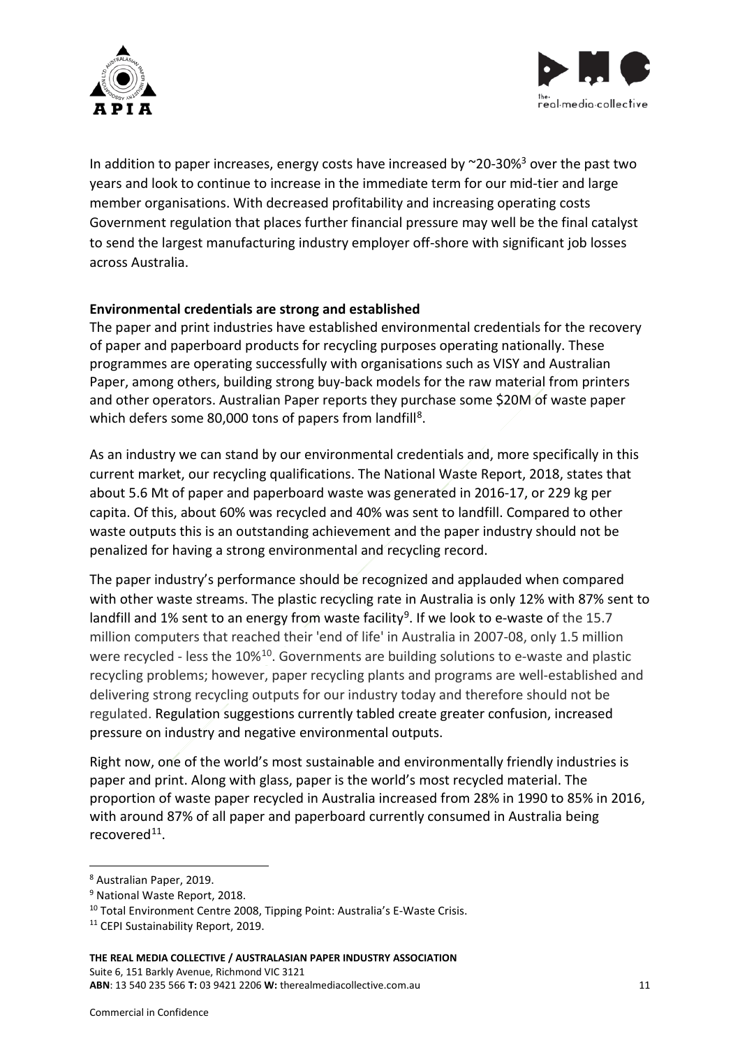In addition to paper increases, energy costs have increased by ~20-30%[3] over the past two years and look to continue to increase in the immediate term for our mid-tier and large member organisations. With decreased profitability and increasing operating costs Government regulation that places further financial pressure may well be the final catalyst to send the largest manufacturing industry employer off-shore with significant job losses across Australia.

**Environmental credentials are strong and established**

The paper and print industries have established environmental credentials for the recovery of paper and paperboard products for recycling purposes operating nationally. These programmes are operating successfully with organisations such as VISY and Australian Paper, among others, building strong buy-back models for the raw material from printers and other operators. Australian Paper reports they purchase some $20M of waste paper which defers some 80,000 tons of papers from landfill[8].

As an industry we can stand by our environmental credentials and, more specifically in this current market, our recycling qualifications. The National Waste Report, 2018, states that about 5.6 Mt of paper and paperboard waste was generated in 2016-17, or 229 kg per capita. Of this, about 60% was recycled and 40% was sent to landfill. Compared to other waste outputs this is an outstanding achievement and the paper industry should not be penalized for having a strong environmental and recycling record.

The paper industry's performance should be recognized and applauded when compared with other waste streams. The plastic recycling rate in Australia is only 12% with 87% sent to landfill and 1% sent to an energy from waste facility[9]. If we look to e-waste of the 15.7 million computers that reached their 'end of life' in Australia in 2007-08, only 1.5 million were recycled - less the 10%[10]. Governments are building solutions to e-waste and plastic recycling problems; however, paper recycling plants and programs are well-established and delivering strong recycling outputs for our industry today and therefore should not be regulated. Regulation suggestions currently tabled create greater confusion, increased pressure on industry and negative environmental outputs.

Right now, one of the world's most sustainable and environmentally friendly industries is paper and print. Along with glass, paper is the world's most recycled material. The proportion of waste paper recycled in Australia increased from 28% in 1990 to 85% in 2016, with around 87% of all paper and paperboard currently consumed in Australia being recovered[11].

[8] Australian Paper, 2019.

[9] National Waste Report, 2018.

[10] Total Environment Centre 2008, Tipping Point: Australia's E-Waste Crisis.

[11] CEPI Sustainability Report, 2019.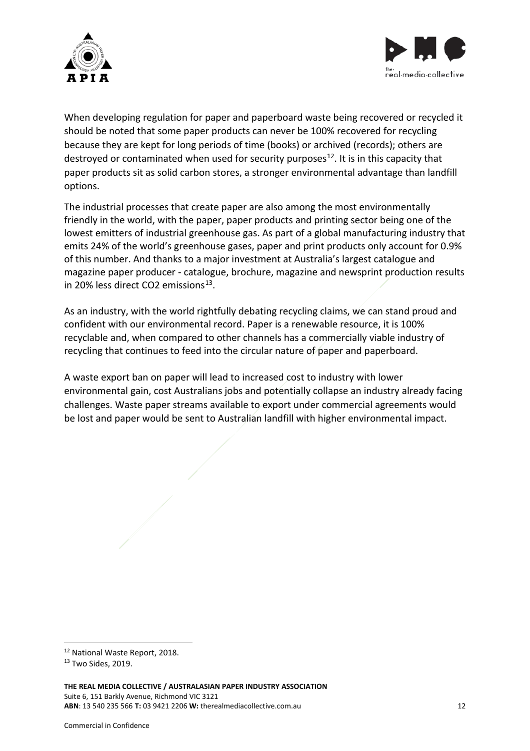When developing regulation for paper and paperboard waste being recovered or recycled it should be noted that some paper products can never be 100% recovered for recycling because they are kept for long periods of time (books) or archived (records); others are destroyed or contaminated when used for security purposes[12]. It is in this capacity that paper products sit as solid carbon stores, a stronger environmental advantage than landfill options.

The industrial processes that create paper are also among the most environmentally friendly in the world, with the paper, paper products and printing sector being one of the lowest emitters of industrial greenhouse gas. As part of a global manufacturing industry that emits 24% of the world's greenhouse gases, paper and print products only account for 0.9% of this number. And thanks to a major investment at Australia's largest catalogue and magazine paper producer - catalogue, brochure, magazine and newsprint production results in 20% less direct $CO_2$ emissions[13].

As an industry, with the world rightfully debating recycling claims, we can stand proud and confident with our environmental record. Paper is a renewable resource, it is 100% recyclable and, when compared to other channels has a commercially viable industry of recycling that continues to feed into the circular nature of paper and paperboard.

A waste export ban on paper will lead to increased cost to industry with lower environmental gain, cost Australians jobs and potentially collapse an industry already facing challenges. Waste paper streams available to export under commercial agreements would be lost and paper would be sent to Australian landfill with higher environmental impact.

---

[12] National Waste Report, 2018.

[13] Two Sides, 2019.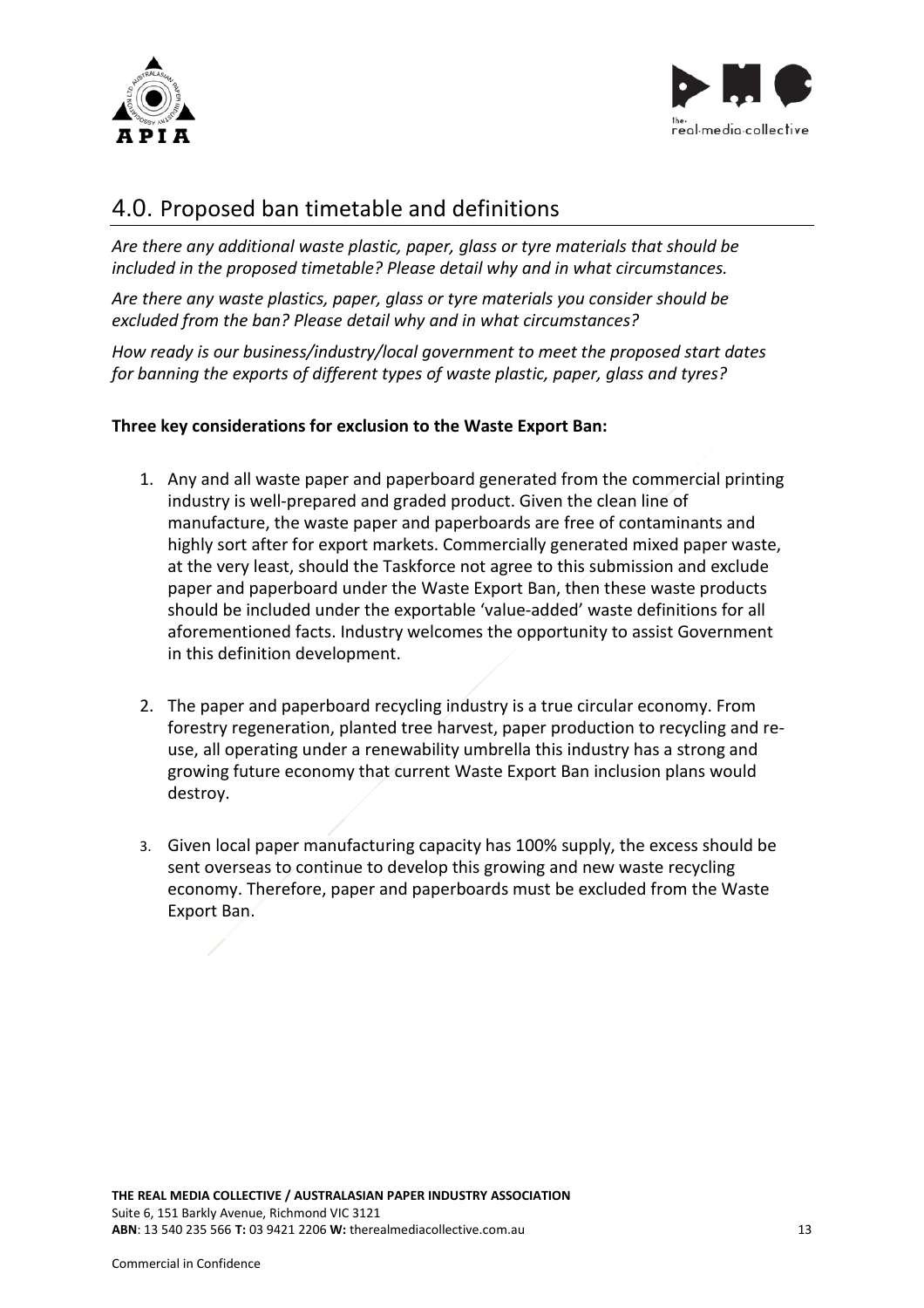## 4.0. Proposed ban timetable and definitions

*Are there any additional waste plastic, paper, glass or tyre materials that should be included in the proposed timetable? Please detail why and in what circumstances.*

*Are there any waste plastics, paper, glass or tyre materials you consider should be excluded from the ban? Please detail why and in what circumstances?*

*How ready is our business/industry/local government to meet the proposed start dates for banning the exports of different types of waste plastic, paper, glass and tyres?*

**Three key considerations for exclusion to the Waste Export Ban:**

1. Any and all waste paper and paperboard generated from the commercial printing industry is well-prepared and graded product. Given the clean line of manufacture, the waste paper and paperboards are free of contaminants and highly sort after for export markets. Commercially generated mixed paper waste, at the very least, should the Taskforce not agree to this submission and exclude paper and paperboard under the Waste Export Ban, then these waste products should be included under the exportable 'value-added' waste definitions for all aforementioned facts. Industry welcomes the opportunity to assist Government in this definition development.

2. The paper and paperboard recycling industry is a true circular economy. From forestry regeneration, planted tree harvest, paper production to recycling and re-use, all operating under a renewability umbrella this industry has a strong and growing future economy that current Waste Export Ban inclusion plans would destroy.

3. Given local paper manufacturing capacity has 100% supply, the excess should be sent overseas to continue to develop this growing and new waste recycling economy. Therefore, paper and paperboards must be excluded from the Waste Export Ban.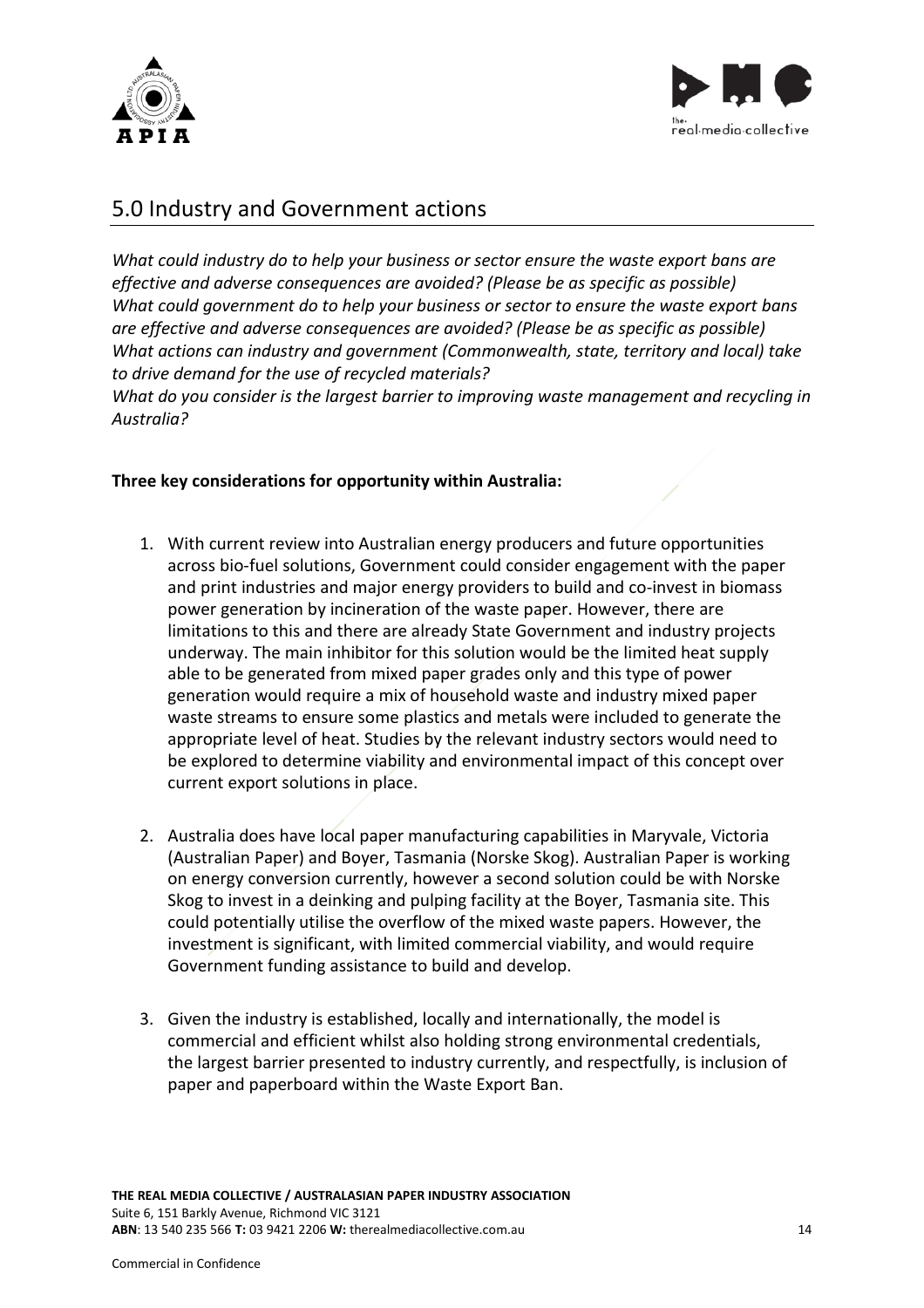## 5.0 Industry and Government actions

*What could industry do to help your business or sector ensure the waste export bans are effective and adverse consequences are avoided? (Please be as specific as possible)*
*What could government do to help your business or sector to ensure the waste export bans are effective and adverse consequences are avoided? (Please be as specific as possible)*
*What actions can industry and government (Commonwealth, state, territory and local) take to drive demand for the use of recycled materials?*
*What do you consider is the largest barrier to improving waste management and recycling in Australia?*

**Three key considerations for opportunity within Australia:**

1. With current review into Australian energy producers and future opportunities across bio-fuel solutions, Government could consider engagement with the paper and print industries and major energy providers to build and co-invest in biomass power generation by incineration of the waste paper. However, there are limitations to this and there are already State Government and industry projects underway. The main inhibitor for this solution would be the limited heat supply able to be generated from mixed paper grades only and this type of power generation would require a mix of household waste and industry mixed paper waste streams to ensure some plastics and metals were included to generate the appropriate level of heat. Studies by the relevant industry sectors would need to be explored to determine viability and environmental impact of this concept over current export solutions in place.

2. Australia does have local paper manufacturing capabilities in Maryvale, Victoria (Australian Paper) and Boyer, Tasmania (Norske Skog). Australian Paper is working on energy conversion currently, however a second solution could be with Norske Skog to invest in a deinking and pulping facility at the Boyer, Tasmania site. This could potentially utilise the overflow of the mixed waste papers. However, the investment is significant, with limited commercial viability, and would require Government funding assistance to build and develop.

3. Given the industry is established, locally and internationally, the model is commercial and efficient whilst also holding strong environmental credentials, the largest barrier presented to industry currently, and respectfully, is inclusion of paper and paperboard within the Waste Export Ban.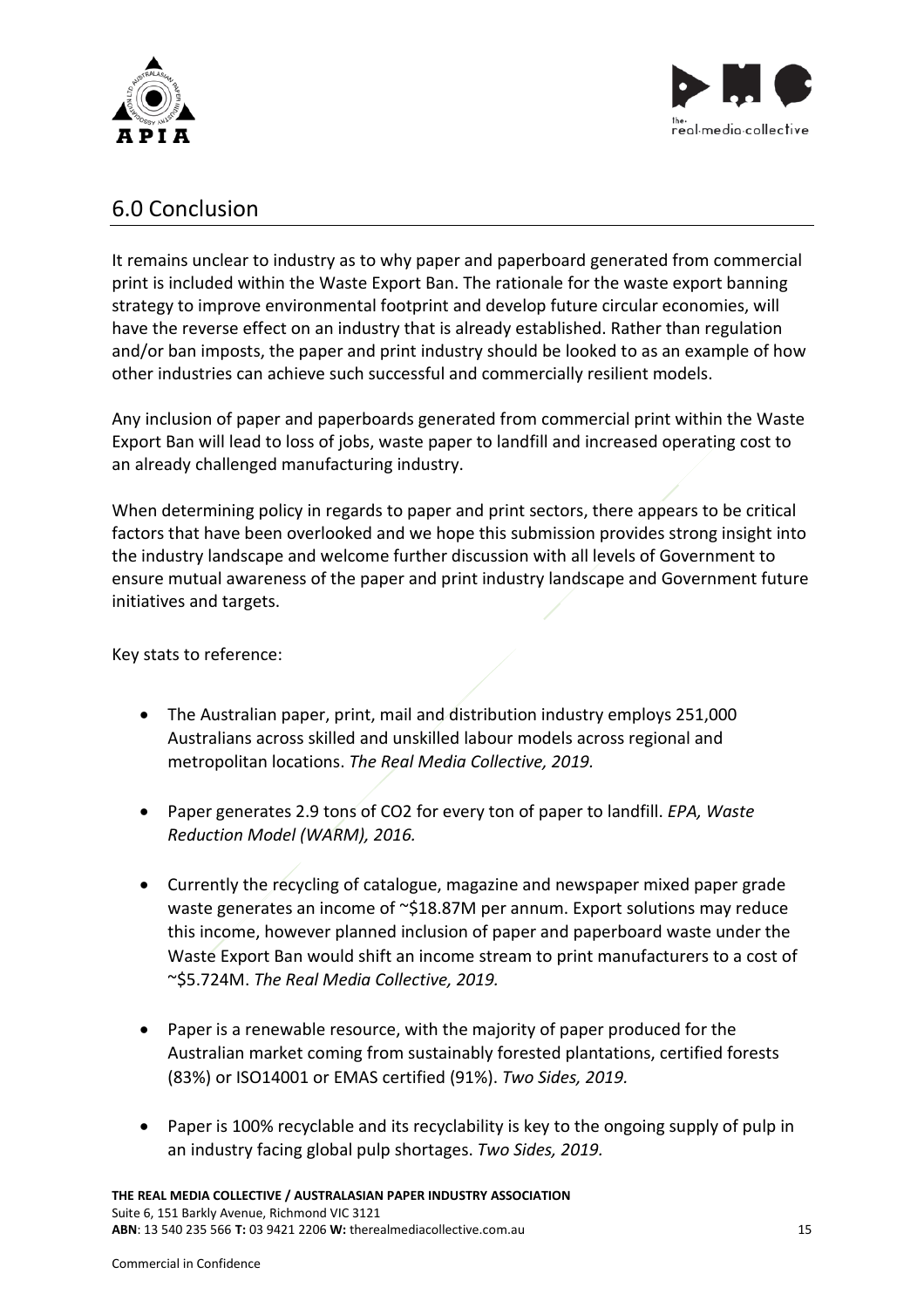## 6.0 Conclusion

It remains unclear to industry as to why paper and paperboard generated from commercial print is included within the Waste Export Ban. The rationale for the waste export banning strategy to improve environmental footprint and develop future circular economies, will have the reverse effect on an industry that is already established. Rather than regulation and/or ban imposts, the paper and print industry should be looked to as an example of how other industries can achieve such successful and commercially resilient models.

Any inclusion of paper and paperboards generated from commercial print within the Waste Export Ban will lead to loss of jobs, waste paper to landfill and increased operating cost to an already challenged manufacturing industry.

When determining policy in regards to paper and print sectors, there appears to be critical factors that have been overlooked and we hope this submission provides strong insight into the industry landscape and welcome further discussion with all levels of Government to ensure mutual awareness of the paper and print industry landscape and Government future initiatives and targets.

Key stats to reference:

- The Australian paper, print, mail and distribution industry employs 251,000 Australians across skilled and unskilled labour models across regional and metropolitan locations. *The Real Media Collective, 2019.*
- Paper generates 2.9 tons of $CO_2$ for every ton of paper to landfill. *EPA, Waste Reduction Model (WARM), 2016.*
- Currently the recycling of catalogue, magazine and newspaper mixed paper grade waste generates an income of ~$18.87M per annum. Export solutions may reduce this income, however planned inclusion of paper and paperboard waste under the Waste Export Ban would shift an income stream to print manufacturers to a cost of ~$5.724M. *The Real Media Collective, 2019.*
- Paper is a renewable resource, with the majority of paper produced for the Australian market coming from sustainably forested plantations, certified forests (83%) or ISO14001 or EMAS certified (91%). *Two Sides, 2019.*
- Paper is 100% recyclable and its recyclability is key to the ongoing supply of pulp in an industry facing global pulp shortages. *Two Sides, 2019.*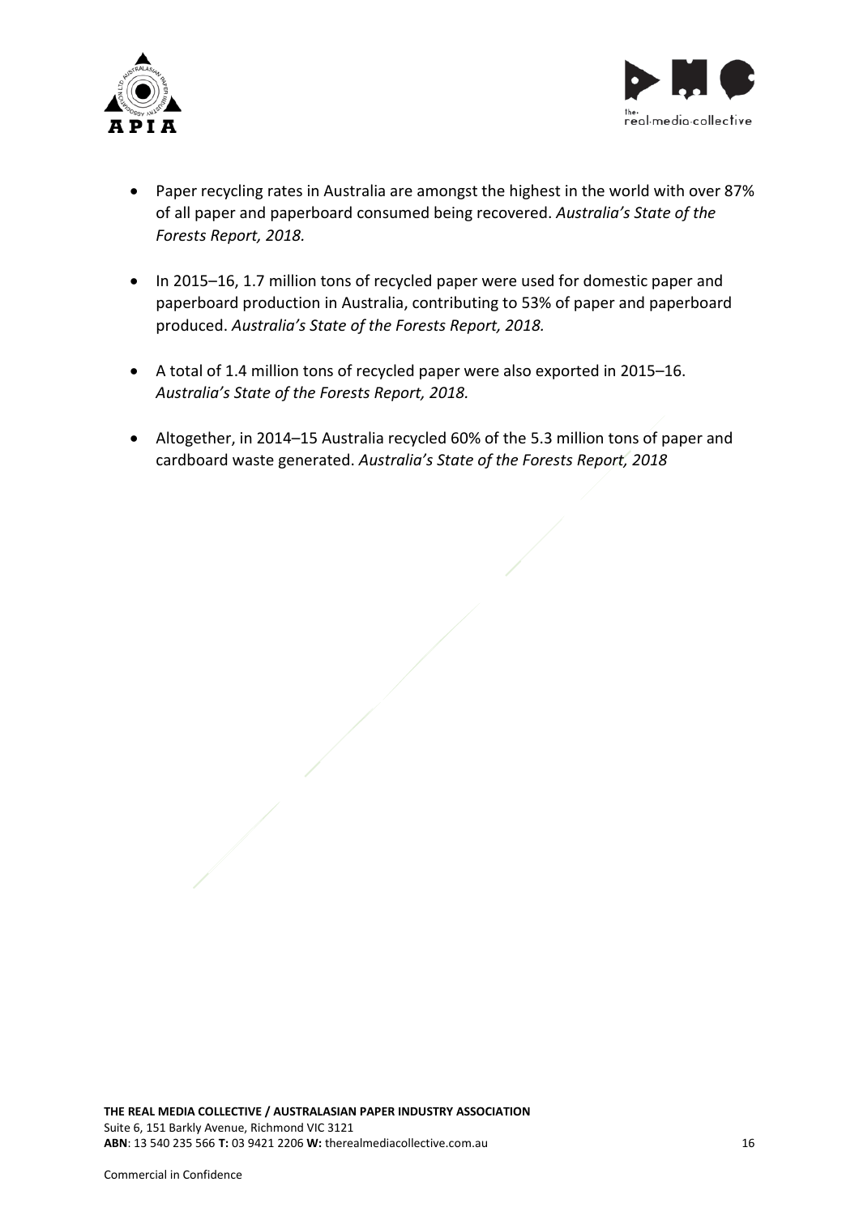- Paper recycling rates in Australia are amongst the highest in the world with over 87% of all paper and paperboard consumed being recovered. *Australia's State of the Forests Report, 2018.*

- In 2015–16, 1.7 million tons of recycled paper were used for domestic paper and paperboard production in Australia, contributing to 53% of paper and paperboard produced. *Australia's State of the Forests Report, 2018.*

- A total of 1.4 million tons of recycled paper were also exported in 2015–16. *Australia's State of the Forests Report, 2018.*

- Altogether, in 2014–15 Australia recycled 60% of the 5.3 million tons of paper and cardboard waste generated. *Australia's State of the Forests Report, 2018*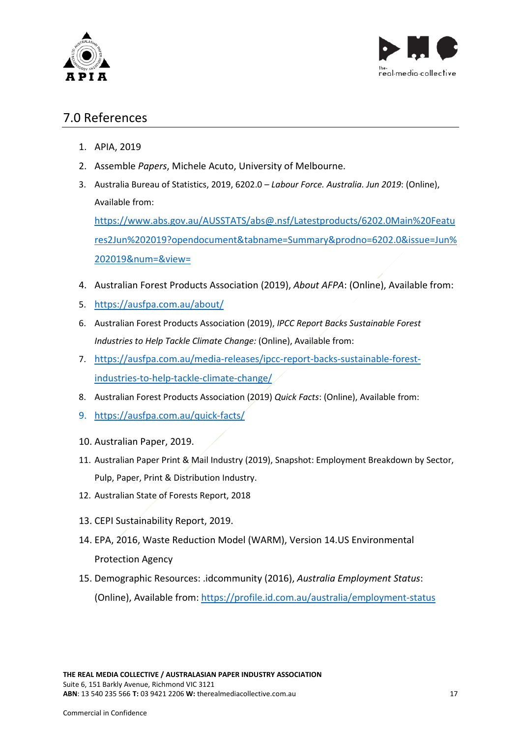## 7.0 References

1. APIA, 2019
2. Assemble *Papers*, Michele Acuto, University of Melbourne.
3. Australia Bureau of Statistics, 2019, 6202.0 – *Labour Force. Australia. Jun 2019*: (Online), Available from: https://www.abs.gov.au/AUSSTATS/abs@.nsf/Latestproducts/6202.0Main%20Features2Jun%202019?opendocument&tabname=Summary&prodno=6202.0&issue=Jun%202019&num=&view=
4. Australian Forest Products Association (2019), *About AFPA*: (Online), Available from:
5. https://ausfpa.com.au/about/
6. Australian Forest Products Association (2019), *IPCC Report Backs Sustainable Forest Industries to Help Tackle Climate Change:* (Online), Available from:
7. https://ausfpa.com.au/media-releases/ipcc-report-backs-sustainable-forest-industries-to-help-tackle-climate-change/
8. Australian Forest Products Association (2019) *Quick Facts*: (Online), Available from:
9. https://ausfpa.com.au/quick-facts/
10. Australian Paper, 2019.
11. Australian Paper Print & Mail Industry (2019), Snapshot: Employment Breakdown by Sector, Pulp, Paper, Print & Distribution Industry.
12. Australian State of Forests Report, 2018
13. CEPI Sustainability Report, 2019.
14. EPA, 2016, Waste Reduction Model (WARM), Version 14.US Environmental Protection Agency
15. Demographic Resources: .idcommunity (2016), *Australia Employment Status*: (Online), Available from: https://profile.id.com.au/australia/employment-status

**THE REAL MEDIA COLLECTIVE / AUSTRALASIAN PAPER INDUSTRY ASSOCIATION**
Suite 6, 151 Barkly Avenue, Richmond VIC 3121
**ABN**: 13 540 235 566 **T:** 03 9421 2206 **W:** therealmediacollective.com.au

Commercial in Confidence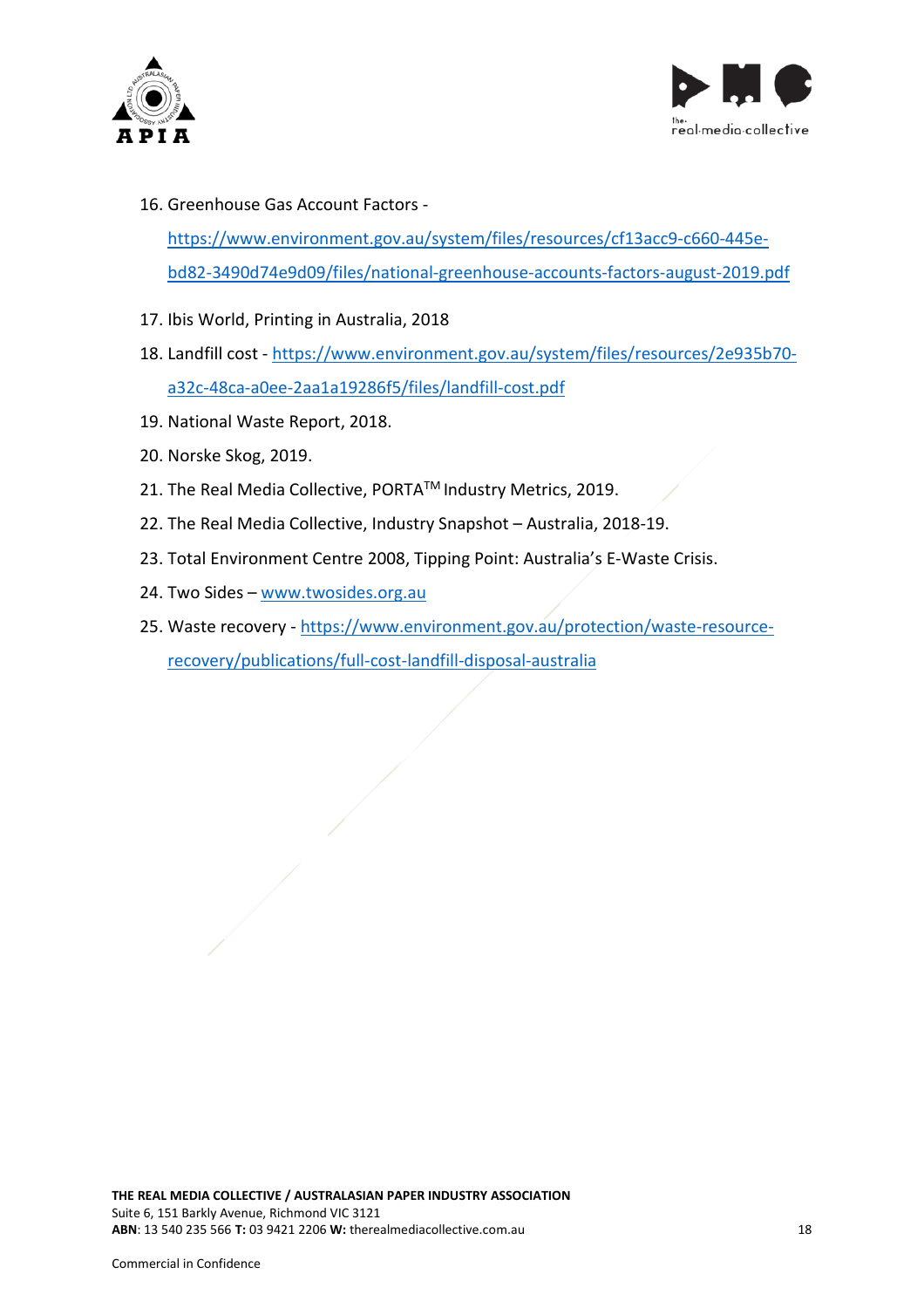16. Greenhouse Gas Account Factors - https://www.environment.gov.au/system/files/resources/cf13acc9-c660-445e-bd82-3490d74e9d09/files/national-greenhouse-accounts-factors-august-2019.pdf
17. Ibis World, Printing in Australia, 2018
18. Landfill cost - https://www.environment.gov.au/system/files/resources/2e935b70-a32c-48ca-a0ee-2aa1a19286f5/files/landfill-cost.pdf
19. National Waste Report, 2018.
20. Norske Skog, 2019.
21. The Real Media Collective, PORTA™ Industry Metrics, 2019.
22. The Real Media Collective, Industry Snapshot – Australia, 2018-19.
23. Total Environment Centre 2008, Tipping Point: Australia's E-Waste Crisis.
24. Two Sides – www.twosides.org.au
25. Waste recovery - https://www.environment.gov.au/protection/waste-resource-recovery/publications/full-cost-landfill-disposal-australia

**THE REAL MEDIA COLLECTIVE / AUSTRALASIAN PAPER INDUSTRY ASSOCIATION**
Suite 6, 151 Barkly Avenue, Richmond VIC 3121
**ABN**: 13 540 235 566 **T:** 03 9421 2206 **W:** therealmediacollective.com.au

Commercial in Confidence